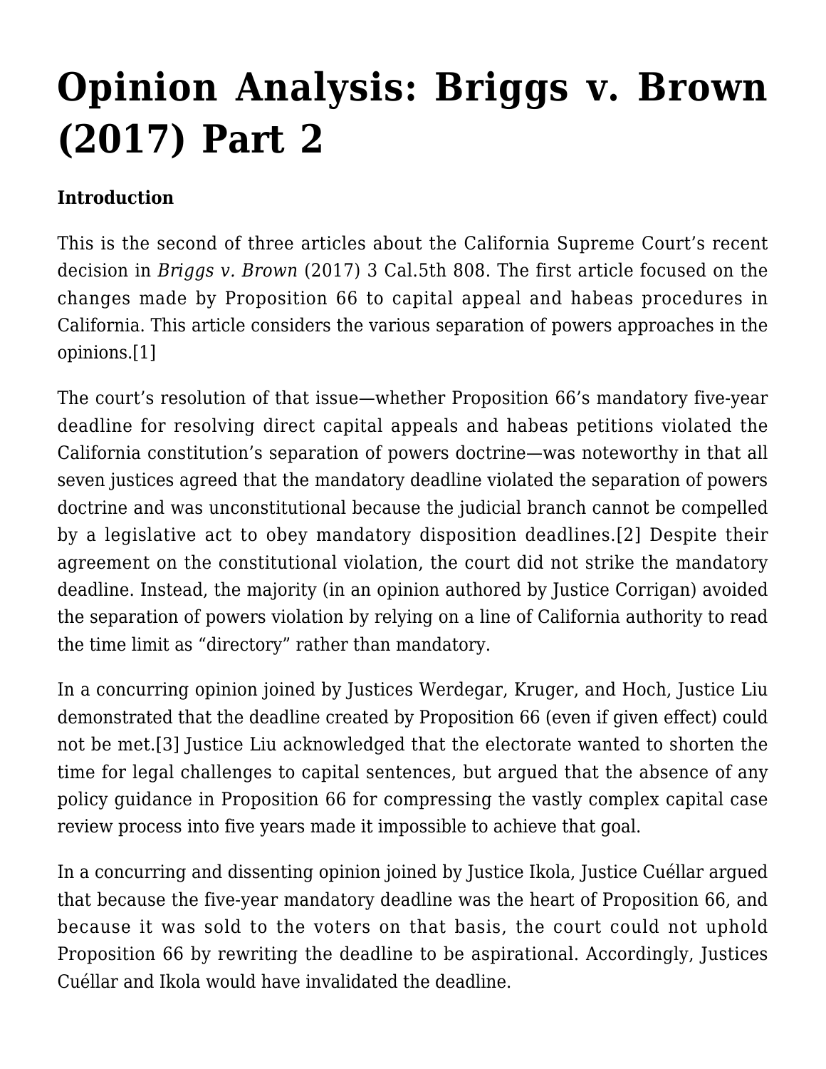# Opinion Analysis: Briggs v. Brown (2017) Part 2

**Introduction**

This is the second of three articles about the California Supreme Court's recent decision in *Briggs v. Brown* (2017) 3 Cal.5th 808. The first article focused on the changes made by Proposition 66 to capital appeal and habeas procedures in California. This article considers the various separation of powers approaches in the opinions.[1]

The court's resolution of that issue—whether Proposition 66's mandatory five-year deadline for resolving direct capital appeals and habeas petitions violated the California constitution's separation of powers doctrine—was noteworthy in that all seven justices agreed that the mandatory deadline violated the separation of powers doctrine and was unconstitutional because the judicial branch cannot be compelled by a legislative act to obey mandatory disposition deadlines.[2] Despite their agreement on the constitutional violation, the court did not strike the mandatory deadline. Instead, the majority (in an opinion authored by Justice Corrigan) avoided the separation of powers violation by relying on a line of California authority to read the time limit as "directory" rather than mandatory.

In a concurring opinion joined by Justices Werdegar, Kruger, and Hoch, Justice Liu demonstrated that the deadline created by Proposition 66 (even if given effect) could not be met.[3] Justice Liu acknowledged that the electorate wanted to shorten the time for legal challenges to capital sentences, but argued that the absence of any policy guidance in Proposition 66 for compressing the vastly complex capital case review process into five years made it impossible to achieve that goal.

In a concurring and dissenting opinion joined by Justice Ikola, Justice Cuéllar argued that because the five-year mandatory deadline was the heart of Proposition 66, and because it was sold to the voters on that basis, the court could not uphold Proposition 66 by rewriting the deadline to be aspirational. Accordingly, Justices Cuéllar and Ikola would have invalidated the deadline.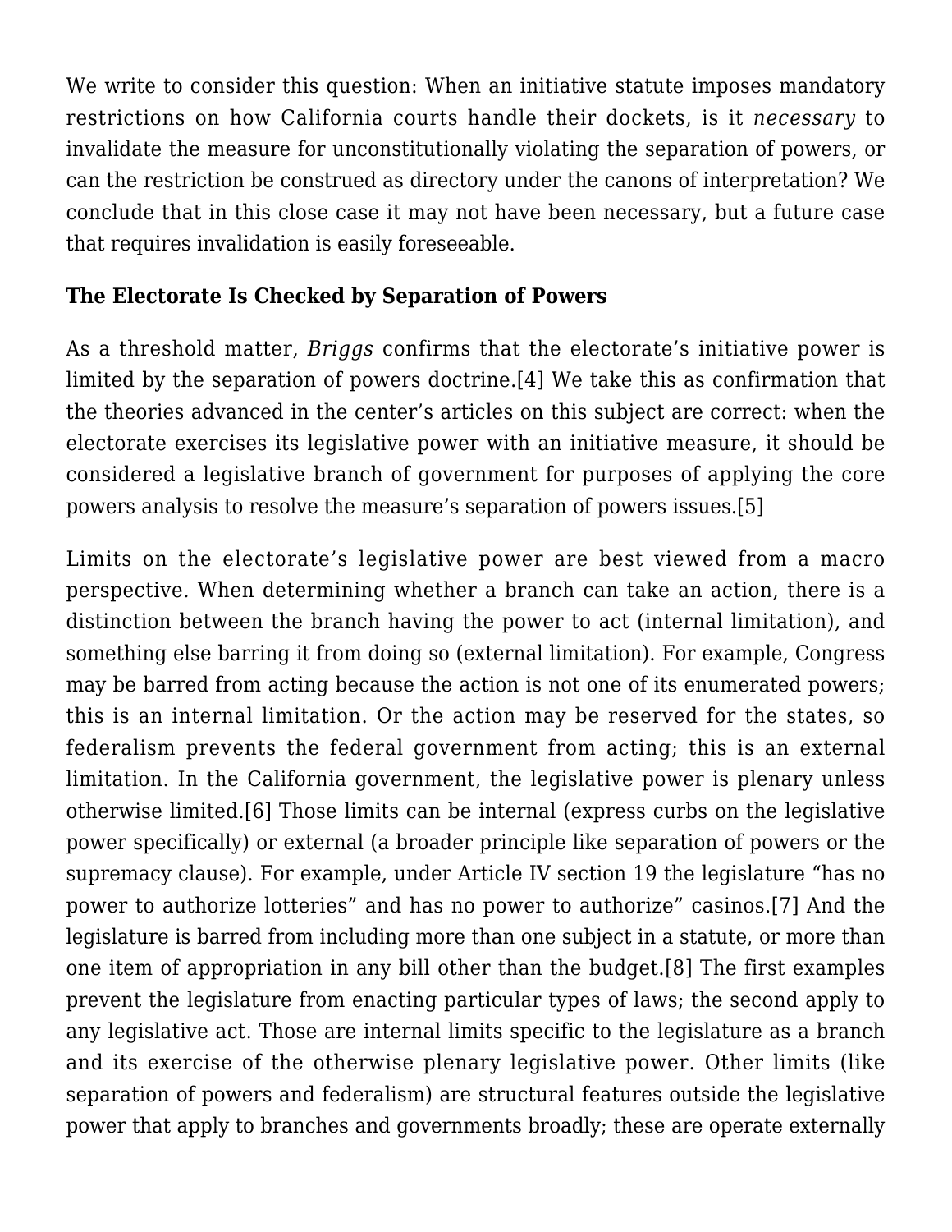We write to consider this question: When an initiative statute imposes mandatory restrictions on how California courts handle their dockets, is it *necessary* to invalidate the measure for unconstitutionally violating the separation of powers, or can the restriction be construed as directory under the canons of interpretation? We conclude that in this close case it may not have been necessary, but a future case that requires invalidation is easily foreseeable.

**The Electorate Is Checked by Separation of Powers**

As a threshold matter, *Briggs* confirms that the electorate's initiative power is limited by the separation of powers doctrine.[4] We take this as confirmation that the theories advanced in the center's articles on this subject are correct: when the electorate exercises its legislative power with an initiative measure, it should be considered a legislative branch of government for purposes of applying the core powers analysis to resolve the measure's separation of powers issues.[5]

Limits on the electorate's legislative power are best viewed from a macro perspective. When determining whether a branch can take an action, there is a distinction between the branch having the power to act (internal limitation), and something else barring it from doing so (external limitation). For example, Congress may be barred from acting because the action is not one of its enumerated powers; this is an internal limitation. Or the action may be reserved for the states, so federalism prevents the federal government from acting; this is an external limitation. In the California government, the legislative power is plenary unless otherwise limited.[6] Those limits can be internal (express curbs on the legislative power specifically) or external (a broader principle like separation of powers or the supremacy clause). For example, under Article IV section 19 the legislature "has no power to authorize lotteries" and has no power to authorize" casinos.[7] And the legislature is barred from including more than one subject in a statute, or more than one item of appropriation in any bill other than the budget.[8] The first examples prevent the legislature from enacting particular types of laws; the second apply to any legislative act. Those are internal limits specific to the legislature as a branch and its exercise of the otherwise plenary legislative power. Other limits (like separation of powers and federalism) are structural features outside the legislative power that apply to branches and governments broadly; these are operate externally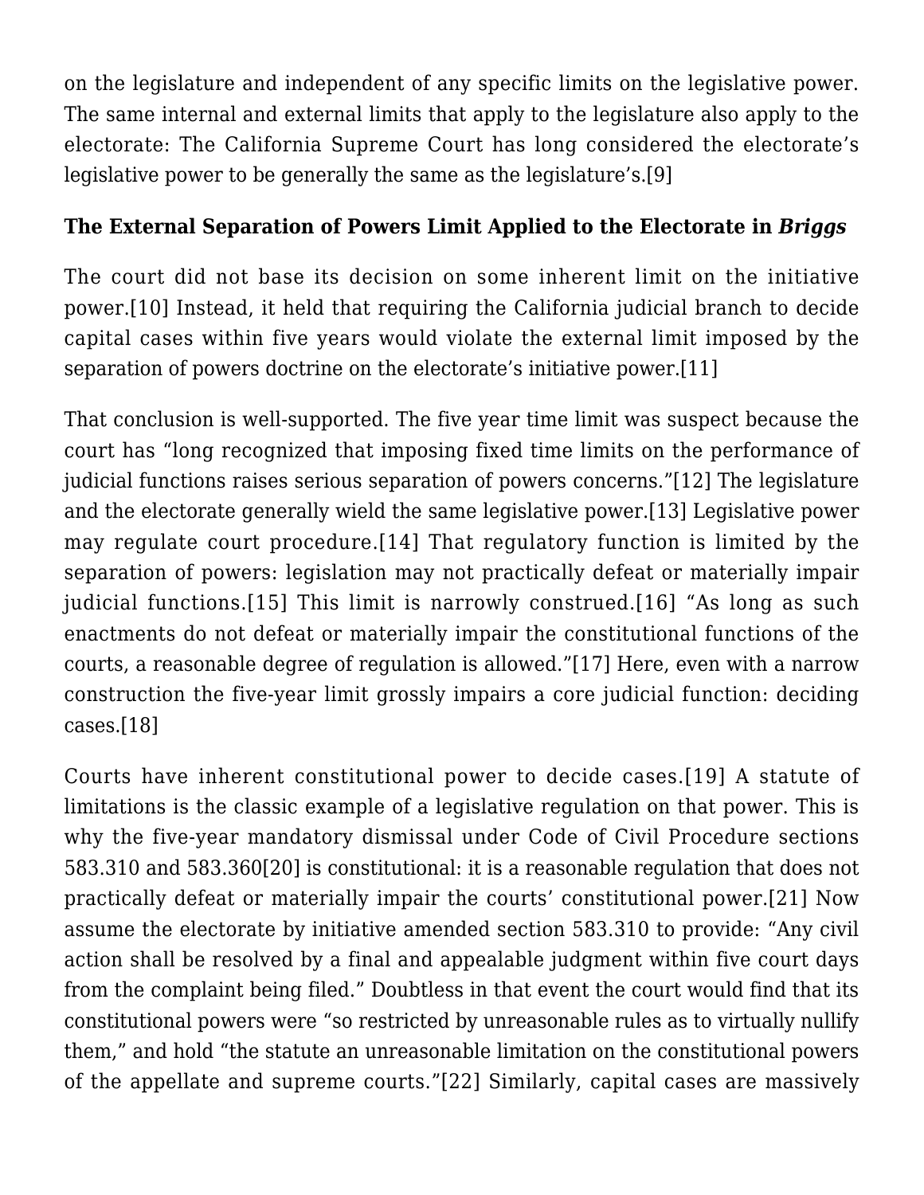on the legislature and independent of any specific limits on the legislative power. The same internal and external limits that apply to the legislature also apply to the electorate: The California Supreme Court has long considered the electorate's legislative power to be generally the same as the legislature's.[9]

### The External Separation of Powers Limit Applied to the Electorate in *Briggs*

The court did not base its decision on some inherent limit on the initiative power.[10] Instead, it held that requiring the California judicial branch to decide capital cases within five years would violate the external limit imposed by the separation of powers doctrine on the electorate's initiative power.[11]

That conclusion is well-supported. The five year time limit was suspect because the court has "long recognized that imposing fixed time limits on the performance of judicial functions raises serious separation of powers concerns."[12] The legislature and the electorate generally wield the same legislative power.[13] Legislative power may regulate court procedure.[14] That regulatory function is limited by the separation of powers: legislation may not practically defeat or materially impair judicial functions.[15] This limit is narrowly construed.[16] "As long as such enactments do not defeat or materially impair the constitutional functions of the courts, a reasonable degree of regulation is allowed."[17] Here, even with a narrow construction the five-year limit grossly impairs a core judicial function: deciding cases.[18]

Courts have inherent constitutional power to decide cases.[19] A statute of limitations is the classic example of a legislative regulation on that power. This is why the five-year mandatory dismissal under Code of Civil Procedure sections 583.310 and 583.360[20] is constitutional: it is a reasonable regulation that does not practically defeat or materially impair the courts' constitutional power.[21] Now assume the electorate by initiative amended section 583.310 to provide: "Any civil action shall be resolved by a final and appealable judgment within five court days from the complaint being filed." Doubtless in that event the court would find that its constitutional powers were "so restricted by unreasonable rules as to virtually nullify them," and hold "the statute an unreasonable limitation on the constitutional powers of the appellate and supreme courts."[22] Similarly, capital cases are massively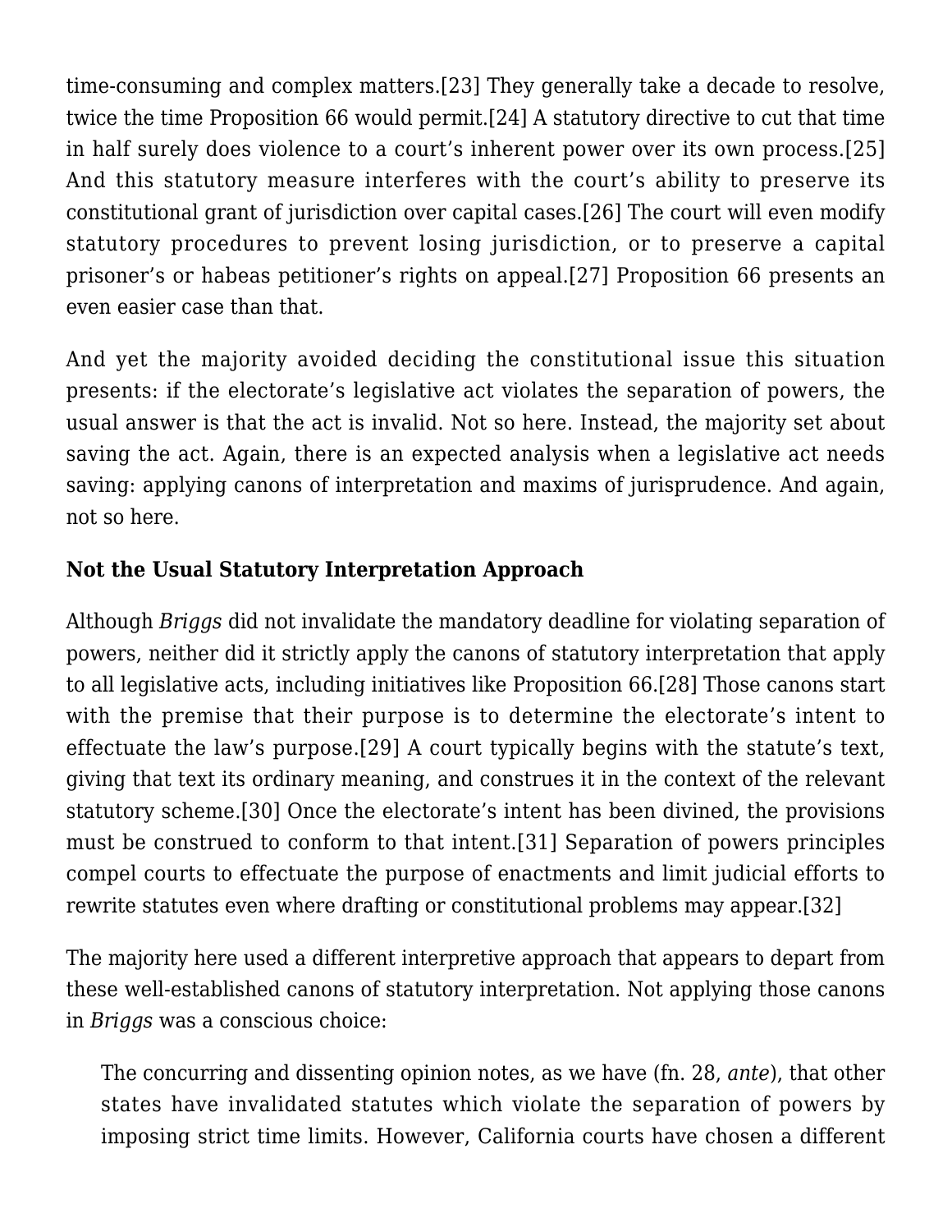time-consuming and complex matters.[23] They generally take a decade to resolve, twice the time Proposition 66 would permit.[24] A statutory directive to cut that time in half surely does violence to a court's inherent power over its own process.[25] And this statutory measure interferes with the court's ability to preserve its constitutional grant of jurisdiction over capital cases.[26] The court will even modify statutory procedures to prevent losing jurisdiction, or to preserve a capital prisoner's or habeas petitioner's rights on appeal.[27] Proposition 66 presents an even easier case than that.

And yet the majority avoided deciding the constitutional issue this situation presents: if the electorate's legislative act violates the separation of powers, the usual answer is that the act is invalid. Not so here. Instead, the majority set about saving the act. Again, there is an expected analysis when a legislative act needs saving: applying canons of interpretation and maxims of jurisprudence. And again, not so here.

**Not the Usual Statutory Interpretation Approach**

Although *Briggs* did not invalidate the mandatory deadline for violating separation of powers, neither did it strictly apply the canons of statutory interpretation that apply to all legislative acts, including initiatives like Proposition 66.[28] Those canons start with the premise that their purpose is to determine the electorate's intent to effectuate the law's purpose.[29] A court typically begins with the statute's text, giving that text its ordinary meaning, and construes it in the context of the relevant statutory scheme.[30] Once the electorate's intent has been divined, the provisions must be construed to conform to that intent.[31] Separation of powers principles compel courts to effectuate the purpose of enactments and limit judicial efforts to rewrite statutes even where drafting or constitutional problems may appear.[32]

The majority here used a different interpretive approach that appears to depart from these well-established canons of statutory interpretation. Not applying those canons in *Briggs* was a conscious choice:

> The concurring and dissenting opinion notes, as we have (fn. 28, *ante*), that other states have invalidated statutes which violate the separation of powers by imposing strict time limits. However, California courts have chosen a different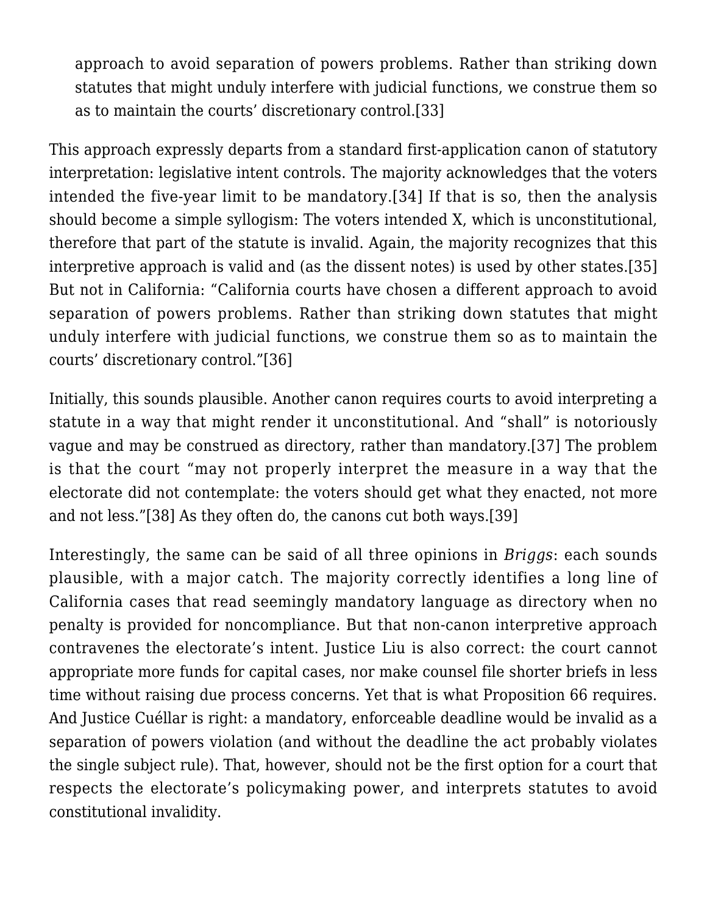> approach to avoid separation of powers problems. Rather than striking down statutes that might unduly interfere with judicial functions, we construe them so as to maintain the courts' discretionary control.[33]

This approach expressly departs from a standard first-application canon of statutory interpretation: legislative intent controls. The majority acknowledges that the voters intended the five-year limit to be mandatory.[34] If that is so, then the analysis should become a simple syllogism: The voters intended X, which is unconstitutional, therefore that part of the statute is invalid. Again, the majority recognizes that this interpretive approach is valid and (as the dissent notes) is used by other states.[35] But not in California: "California courts have chosen a different approach to avoid separation of powers problems. Rather than striking down statutes that might unduly interfere with judicial functions, we construe them so as to maintain the courts' discretionary control."[36]

Initially, this sounds plausible. Another canon requires courts to avoid interpreting a statute in a way that might render it unconstitutional. And "shall" is notoriously vague and may be construed as directory, rather than mandatory.[37] The problem is that the court "may not properly interpret the measure in a way that the electorate did not contemplate: the voters should get what they enacted, not more and not less."[38] As they often do, the canons cut both ways.[39]

Interestingly, the same can be said of all three opinions in *Briggs*: each sounds plausible, with a major catch. The majority correctly identifies a long line of California cases that read seemingly mandatory language as directory when no penalty is provided for noncompliance. But that non-canon interpretive approach contravenes the electorate's intent. Justice Liu is also correct: the court cannot appropriate more funds for capital cases, nor make counsel file shorter briefs in less time without raising due process concerns. Yet that is what Proposition 66 requires. And Justice Cuéllar is right: a mandatory, enforceable deadline would be invalid as a separation of powers violation (and without the deadline the act probably violates the single subject rule). That, however, should not be the first option for a court that respects the electorate's policymaking power, and interprets statutes to avoid constitutional invalidity.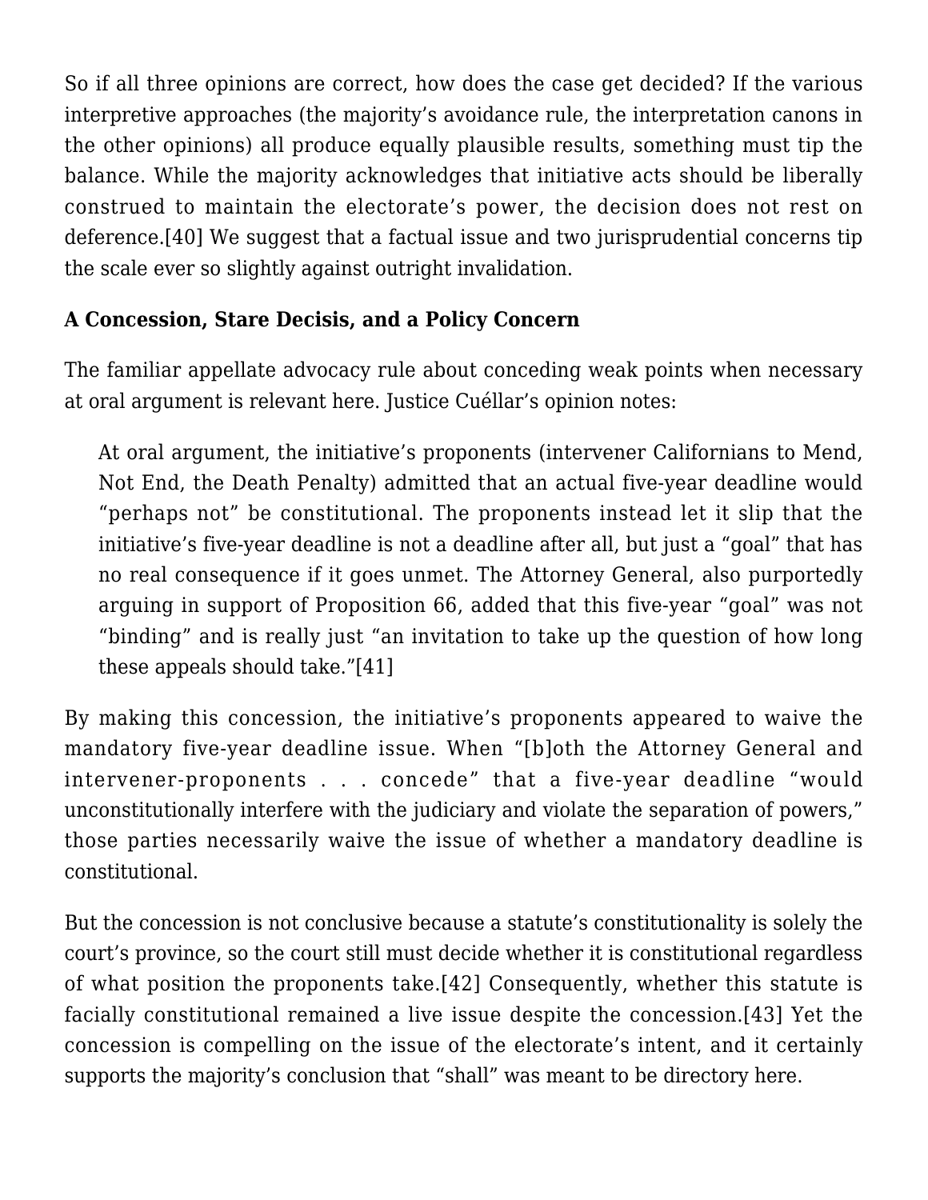So if all three opinions are correct, how does the case get decided? If the various interpretive approaches (the majority's avoidance rule, the interpretation canons in the other opinions) all produce equally plausible results, something must tip the balance. While the majority acknowledges that initiative acts should be liberally construed to maintain the electorate's power, the decision does not rest on deference.[40] We suggest that a factual issue and two jurisprudential concerns tip the scale ever so slightly against outright invalidation.

**A Concession, Stare Decisis, and a Policy Concern**

The familiar appellate advocacy rule about conceding weak points when necessary at oral argument is relevant here. Justice Cuéllar's opinion notes:

> At oral argument, the initiative's proponents (intervener Californians to Mend, Not End, the Death Penalty) admitted that an actual five-year deadline would "perhaps not" be constitutional. The proponents instead let it slip that the initiative's five-year deadline is not a deadline after all, but just a "goal" that has no real consequence if it goes unmet. The Attorney General, also purportedly arguing in support of Proposition 66, added that this five-year "goal" was not "binding" and is really just "an invitation to take up the question of how long these appeals should take."[41]

By making this concession, the initiative's proponents appeared to waive the mandatory five-year deadline issue. When "[b]oth the Attorney General and intervener-proponents . . . concede" that a five-year deadline "would unconstitutionally interfere with the judiciary and violate the separation of powers," those parties necessarily waive the issue of whether a mandatory deadline is constitutional.

But the concession is not conclusive because a statute's constitutionality is solely the court's province, so the court still must decide whether it is constitutional regardless of what position the proponents take.[42] Consequently, whether this statute is facially constitutional remained a live issue despite the concession.[43] Yet the concession is compelling on the issue of the electorate's intent, and it certainly supports the majority's conclusion that "shall" was meant to be directory here.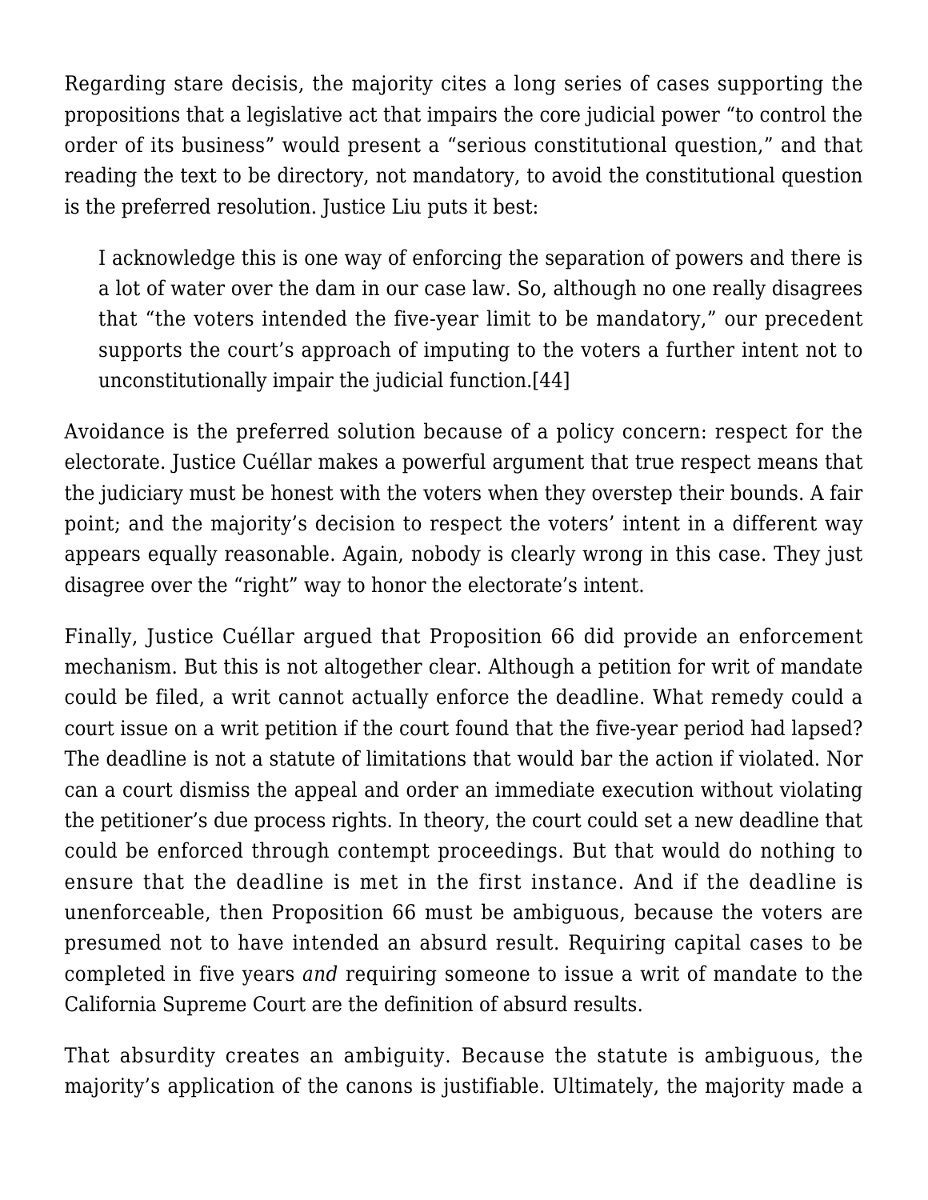Regarding stare decisis, the majority cites a long series of cases supporting the propositions that a legislative act that impairs the core judicial power "to control the order of its business" would present a "serious constitutional question," and that reading the text to be directory, not mandatory, to avoid the constitutional question is the preferred resolution. Justice Liu puts it best:

> I acknowledge this is one way of enforcing the separation of powers and there is a lot of water over the dam in our case law. So, although no one really disagrees that "the voters intended the five-year limit to be mandatory," our precedent supports the court's approach of imputing to the voters a further intent not to unconstitutionally impair the judicial function.[44]

Avoidance is the preferred solution because of a policy concern: respect for the electorate. Justice Cuéllar makes a powerful argument that true respect means that the judiciary must be honest with the voters when they overstep their bounds. A fair point; and the majority's decision to respect the voters' intent in a different way appears equally reasonable. Again, nobody is clearly wrong in this case. They just disagree over the "right" way to honor the electorate's intent.

Finally, Justice Cuéllar argued that Proposition 66 did provide an enforcement mechanism. But this is not altogether clear. Although a petition for writ of mandate could be filed, a writ cannot actually enforce the deadline. What remedy could a court issue on a writ petition if the court found that the five-year period had lapsed? The deadline is not a statute of limitations that would bar the action if violated. Nor can a court dismiss the appeal and order an immediate execution without violating the petitioner's due process rights. In theory, the court could set a new deadline that could be enforced through contempt proceedings. But that would do nothing to ensure that the deadline is met in the first instance. And if the deadline is unenforceable, then Proposition 66 must be ambiguous, because the voters are presumed not to have intended an absurd result. Requiring capital cases to be completed in five years *and* requiring someone to issue a writ of mandate to the California Supreme Court are the definition of absurd results.

That absurdity creates an ambiguity. Because the statute is ambiguous, the majority's application of the canons is justifiable. Ultimately, the majority made a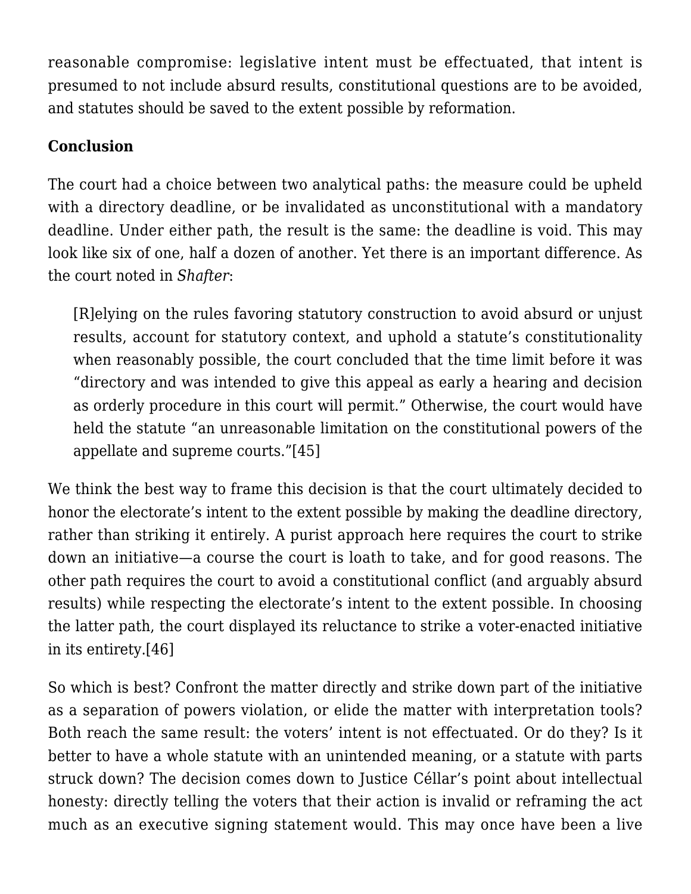reasonable compromise: legislative intent must be effectuated, that intent is presumed to not include absurd results, constitutional questions are to be avoided, and statutes should be saved to the extent possible by reformation.

**Conclusion**

The court had a choice between two analytical paths: the measure could be upheld with a directory deadline, or be invalidated as unconstitutional with a mandatory deadline. Under either path, the result is the same: the deadline is void. This may look like six of one, half a dozen of another. Yet there is an important difference. As the court noted in *Shafter*:

> [R]elying on the rules favoring statutory construction to avoid absurd or unjust results, account for statutory context, and uphold a statute's constitutionality when reasonably possible, the court concluded that the time limit before it was "directory and was intended to give this appeal as early a hearing and decision as orderly procedure in this court will permit." Otherwise, the court would have held the statute "an unreasonable limitation on the constitutional powers of the appellate and supreme courts."[45]

We think the best way to frame this decision is that the court ultimately decided to honor the electorate's intent to the extent possible by making the deadline directory, rather than striking it entirely. A purist approach here requires the court to strike down an initiative—a course the court is loath to take, and for good reasons. The other path requires the court to avoid a constitutional conflict (and arguably absurd results) while respecting the electorate's intent to the extent possible. In choosing the latter path, the court displayed its reluctance to strike a voter-enacted initiative in its entirety.[46]

So which is best? Confront the matter directly and strike down part of the initiative as a separation of powers violation, or elide the matter with interpretation tools? Both reach the same result: the voters' intent is not effectuated. Or do they? Is it better to have a whole statute with an unintended meaning, or a statute with parts struck down? The decision comes down to Justice Céllar's point about intellectual honesty: directly telling the voters that their action is invalid or reframing the act much as an executive signing statement would. This may once have been a live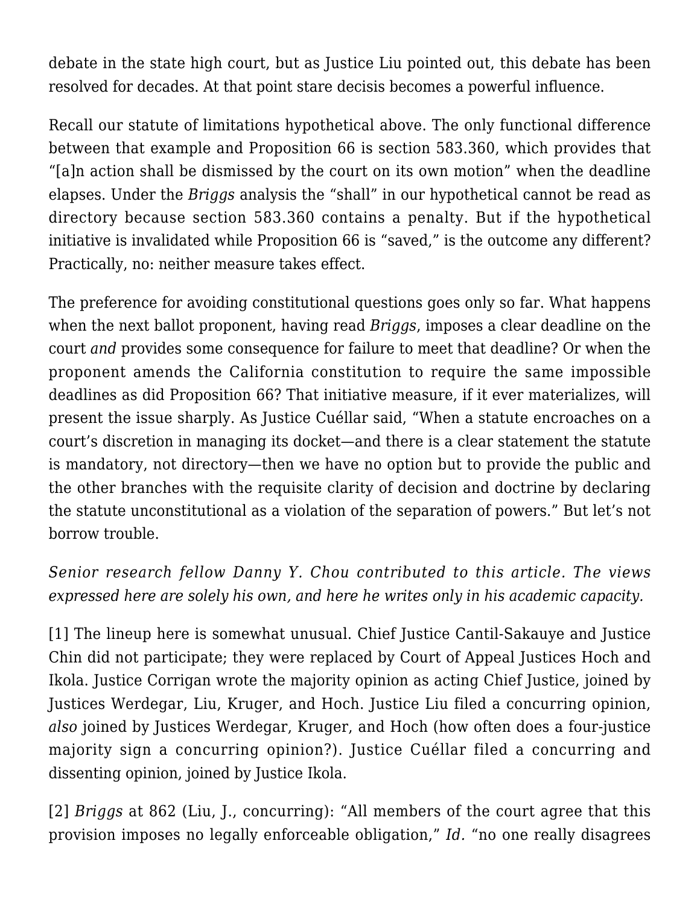debate in the state high court, but as Justice Liu pointed out, this debate has been resolved for decades. At that point stare decisis becomes a powerful influence.

Recall our statute of limitations hypothetical above. The only functional difference between that example and Proposition 66 is section 583.360, which provides that "[a]n action shall be dismissed by the court on its own motion" when the deadline elapses. Under the *Briggs* analysis the "shall" in our hypothetical cannot be read as directory because section 583.360 contains a penalty. But if the hypothetical initiative is invalidated while Proposition 66 is "saved," is the outcome any different? Practically, no: neither measure takes effect.

The preference for avoiding constitutional questions goes only so far. What happens when the next ballot proponent, having read *Briggs*, imposes a clear deadline on the court *and* provides some consequence for failure to meet that deadline? Or when the proponent amends the California constitution to require the same impossible deadlines as did Proposition 66? That initiative measure, if it ever materializes, will present the issue sharply. As Justice Cuéllar said, "When a statute encroaches on a court's discretion in managing its docket—and there is a clear statement the statute is mandatory, not directory—then we have no option but to provide the public and the other branches with the requisite clarity of decision and doctrine by declaring the statute unconstitutional as a violation of the separation of powers." But let's not borrow trouble.

*Senior research fellow Danny Y. Chou contributed to this article. The views expressed here are solely his own, and here he writes only in his academic capacity.*

[1] The lineup here is somewhat unusual. Chief Justice Cantil-Sakauye and Justice Chin did not participate; they were replaced by Court of Appeal Justices Hoch and Ikola. Justice Corrigan wrote the majority opinion as acting Chief Justice, joined by Justices Werdegar, Liu, Kruger, and Hoch. Justice Liu filed a concurring opinion, *also* joined by Justices Werdegar, Kruger, and Hoch (how often does a four-justice majority sign a concurring opinion?). Justice Cuéllar filed a concurring and dissenting opinion, joined by Justice Ikola.

[2] *Briggs* at 862 (Liu, J., concurring): "All members of the court agree that this provision imposes no legally enforceable obligation," *Id.* "no one really disagrees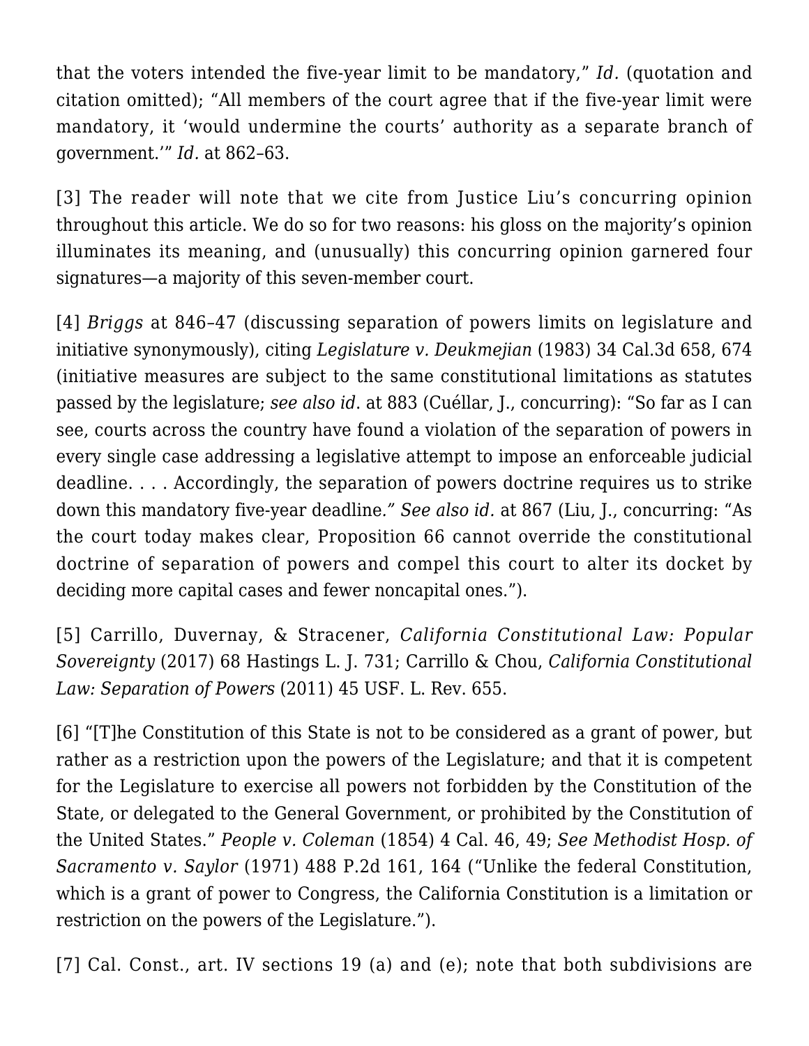that the voters intended the five-year limit to be mandatory," *Id.* (quotation and citation omitted); "All members of the court agree that if the five-year limit were mandatory, it 'would undermine the courts' authority as a separate branch of government.'" *Id.* at 862–63.

[3] The reader will note that we cite from Justice Liu's concurring opinion throughout this article. We do so for two reasons: his gloss on the majority's opinion illuminates its meaning, and (unusually) this concurring opinion garnered four signatures—a majority of this seven-member court.

[4] *Briggs* at 846–47 (discussing separation of powers limits on legislature and initiative synonymously), citing *Legislature v. Deukmejian* (1983) 34 Cal.3d 658, 674 (initiative measures are subject to the same constitutional limitations as statutes passed by the legislature; *see also id*. at 883 (Cuéllar, J., concurring): "So far as I can see, courts across the country have found a violation of the separation of powers in every single case addressing a legislative attempt to impose an enforceable judicial deadline. . . . Accordingly, the separation of powers doctrine requires us to strike down this mandatory five-year deadline*." See also id.* at 867 (Liu, J., concurring: "As the court today makes clear, Proposition 66 cannot override the constitutional doctrine of separation of powers and compel this court to alter its docket by deciding more capital cases and fewer noncapital ones.").

[5] Carrillo, Duvernay, & Stracener, *California Constitutional Law: Popular Sovereignty* (2017) 68 Hastings L. J. 731; Carrillo & Chou, *California Constitutional Law: Separation of Powers* (2011) 45 USF. L. Rev. 655.

[6] "[T]he Constitution of this State is not to be considered as a grant of power, but rather as a restriction upon the powers of the Legislature; and that it is competent for the Legislature to exercise all powers not forbidden by the Constitution of the State, or delegated to the General Government, or prohibited by the Constitution of the United States." *People v. Coleman* (1854) 4 Cal. 46, 49; *See Methodist Hosp. of Sacramento v. Saylor* (1971) 488 P.2d 161, 164 ("Unlike the federal Constitution, which is a grant of power to Congress, the California Constitution is a limitation or restriction on the powers of the Legislature.").

[7] Cal. Const., art. IV sections 19 (a) and (e); note that both subdivisions are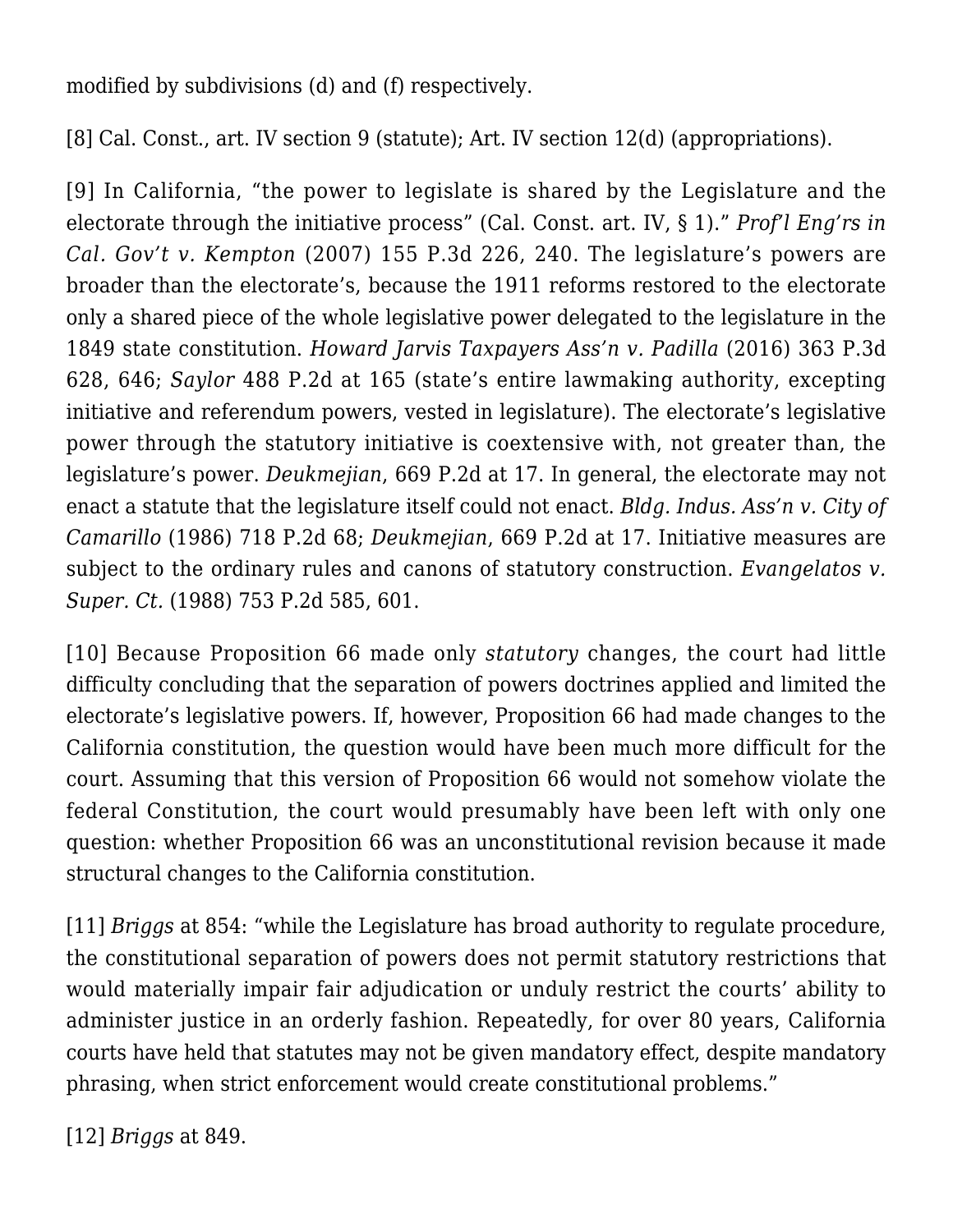modified by subdivisions (d) and (f) respectively.

[8] Cal. Const., art. IV section 9 (statute); Art. IV section 12(d) (appropriations).

[9] In California, "the power to legislate is shared by the Legislature and the electorate through the initiative process" (Cal. Const. art. IV, § 1)." *Prof'l Eng'rs in Cal. Gov't v. Kempton* (2007) 155 P.3d 226, 240. The legislature's powers are broader than the electorate's, because the 1911 reforms restored to the electorate only a shared piece of the whole legislative power delegated to the legislature in the 1849 state constitution. *Howard Jarvis Taxpayers Ass'n v. Padilla* (2016) 363 P.3d 628, 646; *Saylor* 488 P.2d at 165 (state's entire lawmaking authority, excepting initiative and referendum powers, vested in legislature). The electorate's legislative power through the statutory initiative is coextensive with, not greater than, the legislature's power. *Deukmejian*, 669 P.2d at 17. In general, the electorate may not enact a statute that the legislature itself could not enact. *Bldg. Indus. Ass'n v. City of Camarillo* (1986) 718 P.2d 68; *Deukmejian*, 669 P.2d at 17. Initiative measures are subject to the ordinary rules and canons of statutory construction. *Evangelatos v. Super. Ct.* (1988) 753 P.2d 585, 601.

[10] Because Proposition 66 made only *statutory* changes, the court had little difficulty concluding that the separation of powers doctrines applied and limited the electorate's legislative powers. If, however, Proposition 66 had made changes to the California constitution, the question would have been much more difficult for the court. Assuming that this version of Proposition 66 would not somehow violate the federal Constitution, the court would presumably have been left with only one question: whether Proposition 66 was an unconstitutional revision because it made structural changes to the California constitution.

[11] *Briggs* at 854: "while the Legislature has broad authority to regulate procedure, the constitutional separation of powers does not permit statutory restrictions that would materially impair fair adjudication or unduly restrict the courts' ability to administer justice in an orderly fashion. Repeatedly, for over 80 years, California courts have held that statutes may not be given mandatory effect, despite mandatory phrasing, when strict enforcement would create constitutional problems."

[12] *Briggs* at 849.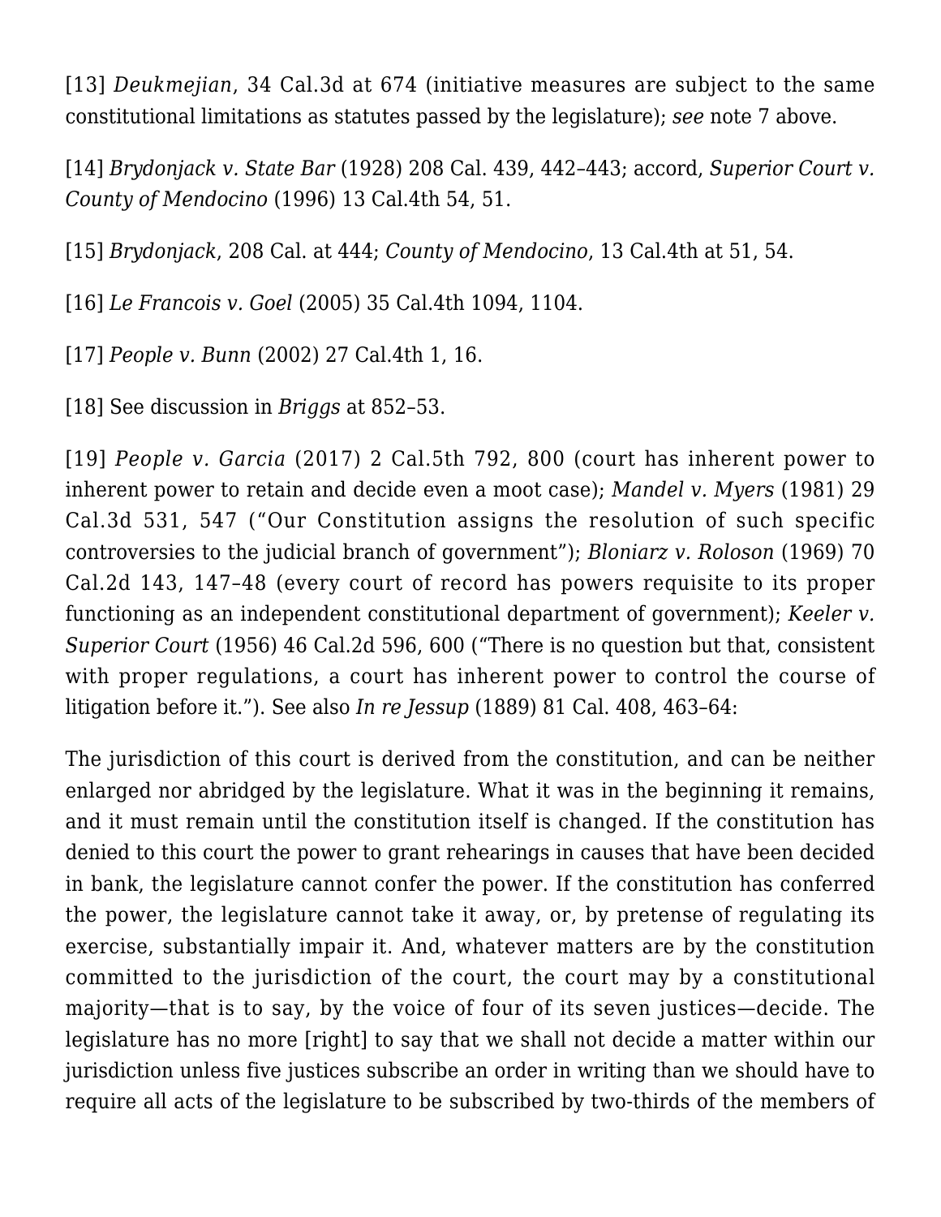[13] *Deukmejian*, 34 Cal.3d at 674 (initiative measures are subject to the same constitutional limitations as statutes passed by the legislature); *see* note 7 above.

[14] *Brydonjack v. State Bar* (1928) 208 Cal. 439, 442–443; accord, *Superior Court v. County of Mendocino* (1996) 13 Cal.4th 54, 51.

[15] *Brydonjack*, 208 Cal. at 444; *County of Mendocino*, 13 Cal.4th at 51, 54.

[16] *Le Francois v. Goel* (2005) 35 Cal.4th 1094, 1104.

[17] *People v. Bunn* (2002) 27 Cal.4th 1, 16.

[18] See discussion in *Briggs* at 852–53.

[19] *People v. Garcia* (2017) 2 Cal.5th 792, 800 (court has inherent power to inherent power to retain and decide even a moot case); *Mandel v. Myers* (1981) 29 Cal.3d 531, 547 ("Our Constitution assigns the resolution of such specific controversies to the judicial branch of government"); *Bloniarz v. Roloson* (1969) 70 Cal.2d 143, 147–48 (every court of record has powers requisite to its proper functioning as an independent constitutional department of government); *Keeler v. Superior Court* (1956) 46 Cal.2d 596, 600 ("There is no question but that, consistent with proper regulations, a court has inherent power to control the course of litigation before it."). See also *In re Jessup* (1889) 81 Cal. 408, 463–64:

The jurisdiction of this court is derived from the constitution, and can be neither enlarged nor abridged by the legislature. What it was in the beginning it remains, and it must remain until the constitution itself is changed. If the constitution has denied to this court the power to grant rehearings in causes that have been decided in bank, the legislature cannot confer the power. If the constitution has conferred the power, the legislature cannot take it away, or, by pretense of regulating its exercise, substantially impair it. And, whatever matters are by the constitution committed to the jurisdiction of the court, the court may by a constitutional majority—that is to say, by the voice of four of its seven justices—decide. The legislature has no more [right] to say that we shall not decide a matter within our jurisdiction unless five justices subscribe an order in writing than we should have to require all acts of the legislature to be subscribed by two-thirds of the members of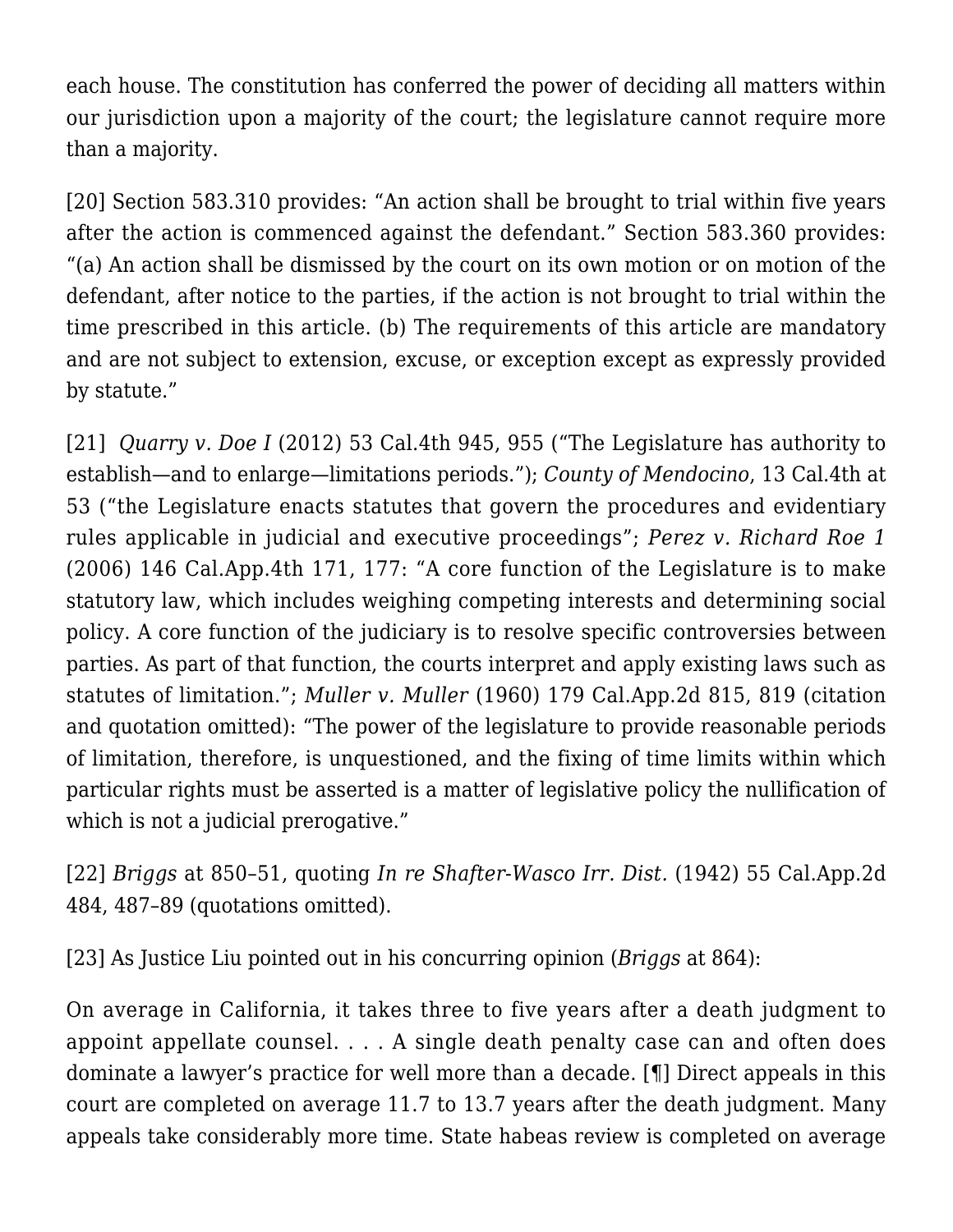each house. The constitution has conferred the power of deciding all matters within our jurisdiction upon a majority of the court; the legislature cannot require more than a majority.

[20] Section 583.310 provides: "An action shall be brought to trial within five years after the action is commenced against the defendant." Section 583.360 provides: "(a) An action shall be dismissed by the court on its own motion or on motion of the defendant, after notice to the parties, if the action is not brought to trial within the time prescribed in this article. (b) The requirements of this article are mandatory and are not subject to extension, excuse, or exception except as expressly provided by statute."

[21] *Quarry v. Doe I* (2012) 53 Cal.4th 945, 955 ("The Legislature has authority to establish—and to enlarge—limitations periods."); *County of Mendocino*, 13 Cal.4th at 53 ("the Legislature enacts statutes that govern the procedures and evidentiary rules applicable in judicial and executive proceedings"; *Perez v. Richard Roe 1* (2006) 146 Cal.App.4th 171, 177: "A core function of the Legislature is to make statutory law, which includes weighing competing interests and determining social policy. A core function of the judiciary is to resolve specific controversies between parties. As part of that function, the courts interpret and apply existing laws such as statutes of limitation."; *Muller v. Muller* (1960) 179 Cal.App.2d 815, 819 (citation and quotation omitted): "The power of the legislature to provide reasonable periods of limitation, therefore, is unquestioned, and the fixing of time limits within which particular rights must be asserted is a matter of legislative policy the nullification of which is not a judicial prerogative."

[22] *Briggs* at 850–51, quoting *In re Shafter-Wasco Irr. Dist.* (1942) 55 Cal.App.2d 484, 487–89 (quotations omitted).

[23] As Justice Liu pointed out in his concurring opinion (*Briggs* at 864):

On average in California, it takes three to five years after a death judgment to appoint appellate counsel. . . . A single death penalty case can and often does dominate a lawyer's practice for well more than a decade. [¶] Direct appeals in this court are completed on average 11.7 to 13.7 years after the death judgment. Many appeals take considerably more time. State habeas review is completed on average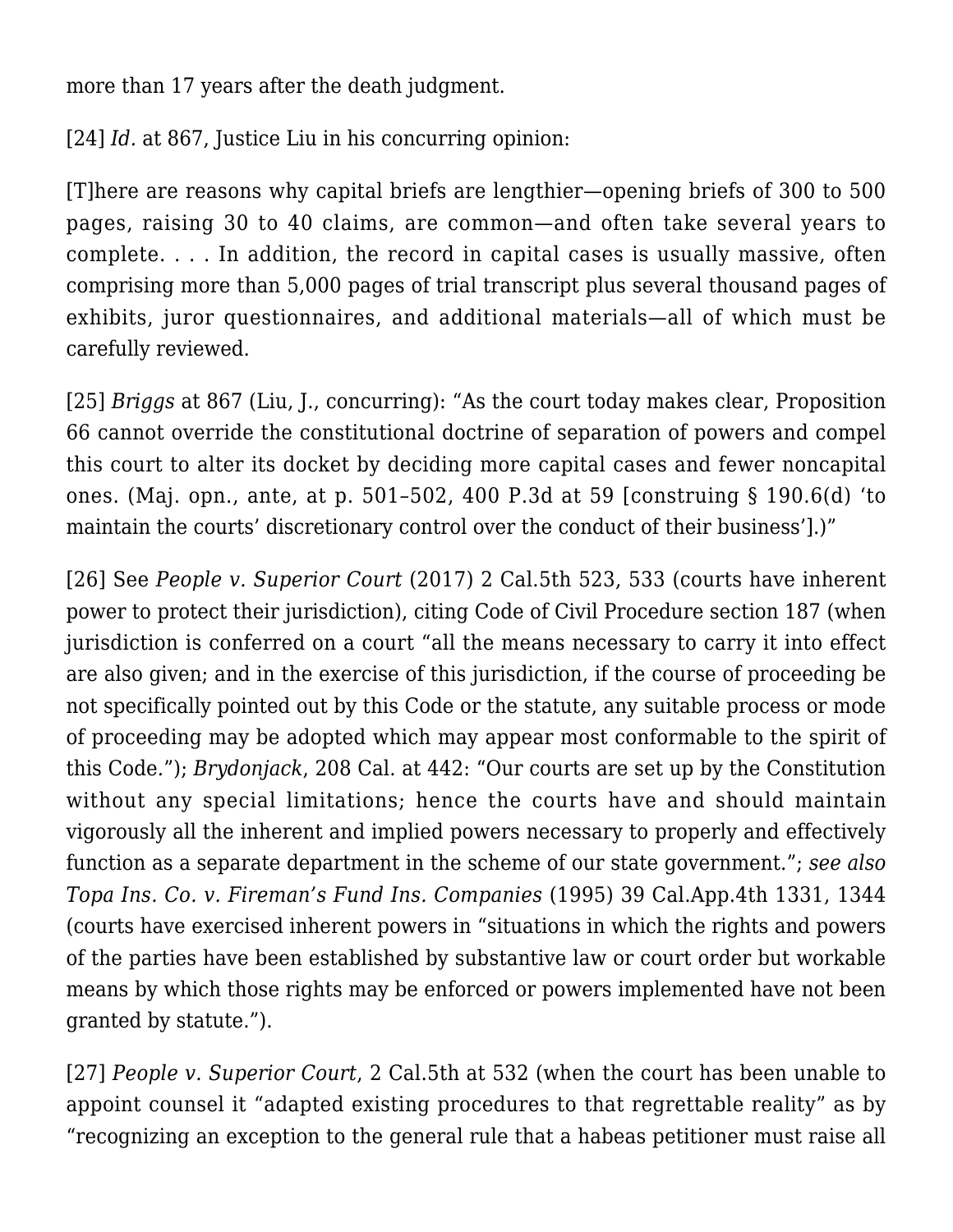more than 17 years after the death judgment.

[24] *Id.* at 867, Justice Liu in his concurring opinion:

[T]here are reasons why capital briefs are lengthier—opening briefs of 300 to 500 pages, raising 30 to 40 claims, are common—and often take several years to complete. . . . In addition, the record in capital cases is usually massive, often comprising more than 5,000 pages of trial transcript plus several thousand pages of exhibits, juror questionnaires, and additional materials—all of which must be carefully reviewed.

[25] *Briggs* at 867 (Liu, J., concurring): "As the court today makes clear, Proposition 66 cannot override the constitutional doctrine of separation of powers and compel this court to alter its docket by deciding more capital cases and fewer noncapital ones. (Maj. opn., ante, at p. 501–502, 400 P.3d at 59 [construing § 190.6(d) 'to maintain the courts' discretionary control over the conduct of their business'].)"

[26] See *People v. Superior Court* (2017) 2 Cal.5th 523, 533 (courts have inherent power to protect their jurisdiction), citing Code of Civil Procedure section 187 (when jurisdiction is conferred on a court "all the means necessary to carry it into effect are also given; and in the exercise of this jurisdiction, if the course of proceeding be not specifically pointed out by this Code or the statute, any suitable process or mode of proceeding may be adopted which may appear most conformable to the spirit of this Code."); *Brydonjack*, 208 Cal. at 442: "Our courts are set up by the Constitution without any special limitations; hence the courts have and should maintain vigorously all the inherent and implied powers necessary to properly and effectively function as a separate department in the scheme of our state government."; *see also Topa Ins. Co. v. Fireman's Fund Ins. Companies* (1995) 39 Cal.App.4th 1331, 1344 (courts have exercised inherent powers in "situations in which the rights and powers of the parties have been established by substantive law or court order but workable means by which those rights may be enforced or powers implemented have not been granted by statute.").

[27] *People v. Superior Court*, 2 Cal.5th at 532 (when the court has been unable to appoint counsel it "adapted existing procedures to that regrettable reality" as by "recognizing an exception to the general rule that a habeas petitioner must raise all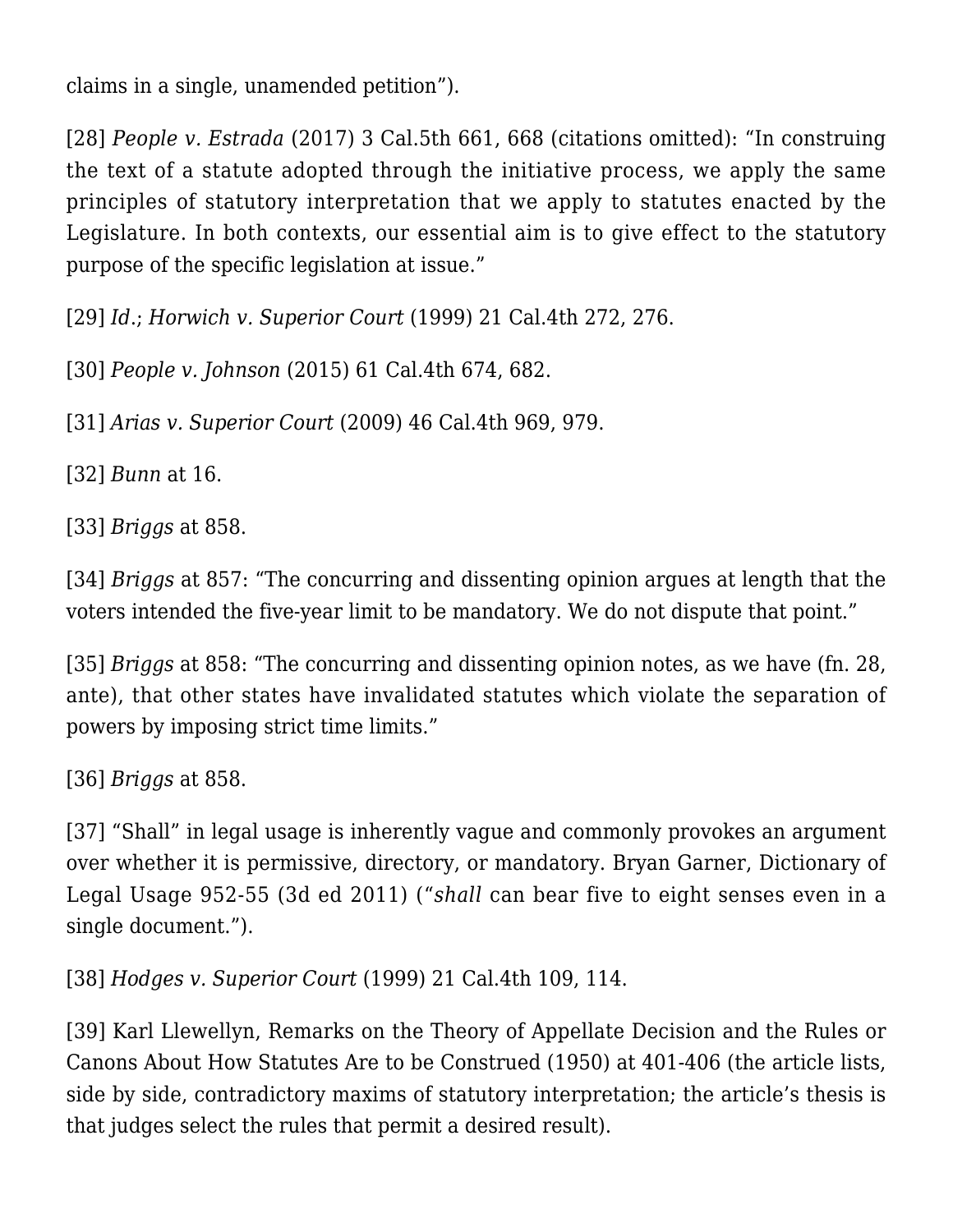claims in a single, unamended petition").

[28] *People v. Estrada* (2017) 3 Cal.5th 661, 668 (citations omitted): "In construing the text of a statute adopted through the initiative process, we apply the same principles of statutory interpretation that we apply to statutes enacted by the Legislature. In both contexts, our essential aim is to give effect to the statutory purpose of the specific legislation at issue."

[29] *Id*.; *Horwich v. Superior Court* (1999) 21 Cal.4th 272, 276.

[30] *People v. Johnson* (2015) 61 Cal.4th 674, 682.

[31] *Arias v. Superior Court* (2009) 46 Cal.4th 969, 979.

[32] *Bunn* at 16.

[33] *Briggs* at 858.

[34] *Briggs* at 857: "The concurring and dissenting opinion argues at length that the voters intended the five-year limit to be mandatory. We do not dispute that point."

[35] *Briggs* at 858: "The concurring and dissenting opinion notes, as we have (fn. 28, ante), that other states have invalidated statutes which violate the separation of powers by imposing strict time limits."

[36] *Briggs* at 858.

[37] "Shall" in legal usage is inherently vague and commonly provokes an argument over whether it is permissive, directory, or mandatory. Bryan Garner, Dictionary of Legal Usage 952-55 (3d ed 2011) ("*shall* can bear five to eight senses even in a single document.").

[38] *Hodges v. Superior Court* (1999) 21 Cal.4th 109, 114.

[39] Karl Llewellyn, Remarks on the Theory of Appellate Decision and the Rules or Canons About How Statutes Are to be Construed (1950) at 401-406 (the article lists, side by side, contradictory maxims of statutory interpretation; the article's thesis is that judges select the rules that permit a desired result).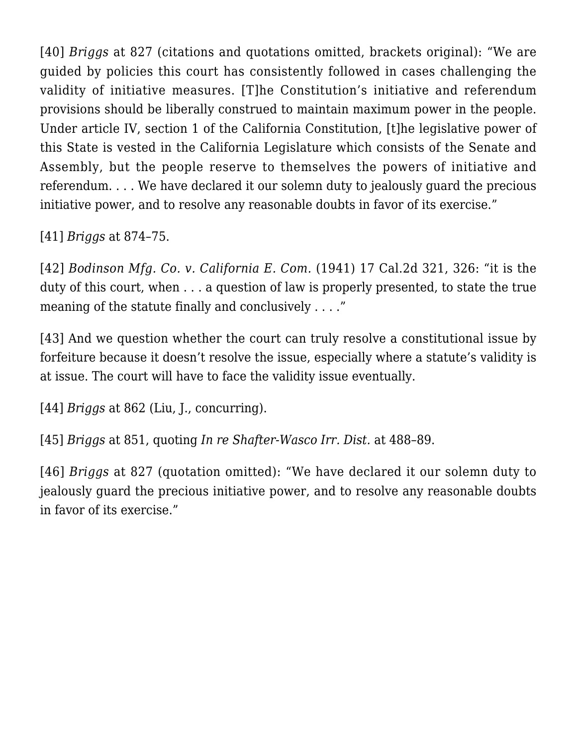[40] *Briggs* at 827 (citations and quotations omitted, brackets original): "We are guided by policies this court has consistently followed in cases challenging the validity of initiative measures. [T]he Constitution's initiative and referendum provisions should be liberally construed to maintain maximum power in the people. Under article IV, section 1 of the California Constitution, [t]he legislative power of this State is vested in the California Legislature which consists of the Senate and Assembly, but the people reserve to themselves the powers of initiative and referendum. . . . We have declared it our solemn duty to jealously guard the precious initiative power, and to resolve any reasonable doubts in favor of its exercise."

[41] *Briggs* at 874–75.

[42] *Bodinson Mfg. Co. v. California E. Com.* (1941) 17 Cal.2d 321, 326: "it is the duty of this court, when . . . a question of law is properly presented, to state the true meaning of the statute finally and conclusively . . . ."

[43] And we question whether the court can truly resolve a constitutional issue by forfeiture because it doesn't resolve the issue, especially where a statute's validity is at issue. The court will have to face the validity issue eventually.

[44] *Briggs* at 862 (Liu, J., concurring).

[45] *Briggs* at 851, quoting *In re Shafter-Wasco Irr. Dist.* at 488–89.

[46] *Briggs* at 827 (quotation omitted): "We have declared it our solemn duty to jealously guard the precious initiative power, and to resolve any reasonable doubts in favor of its exercise."